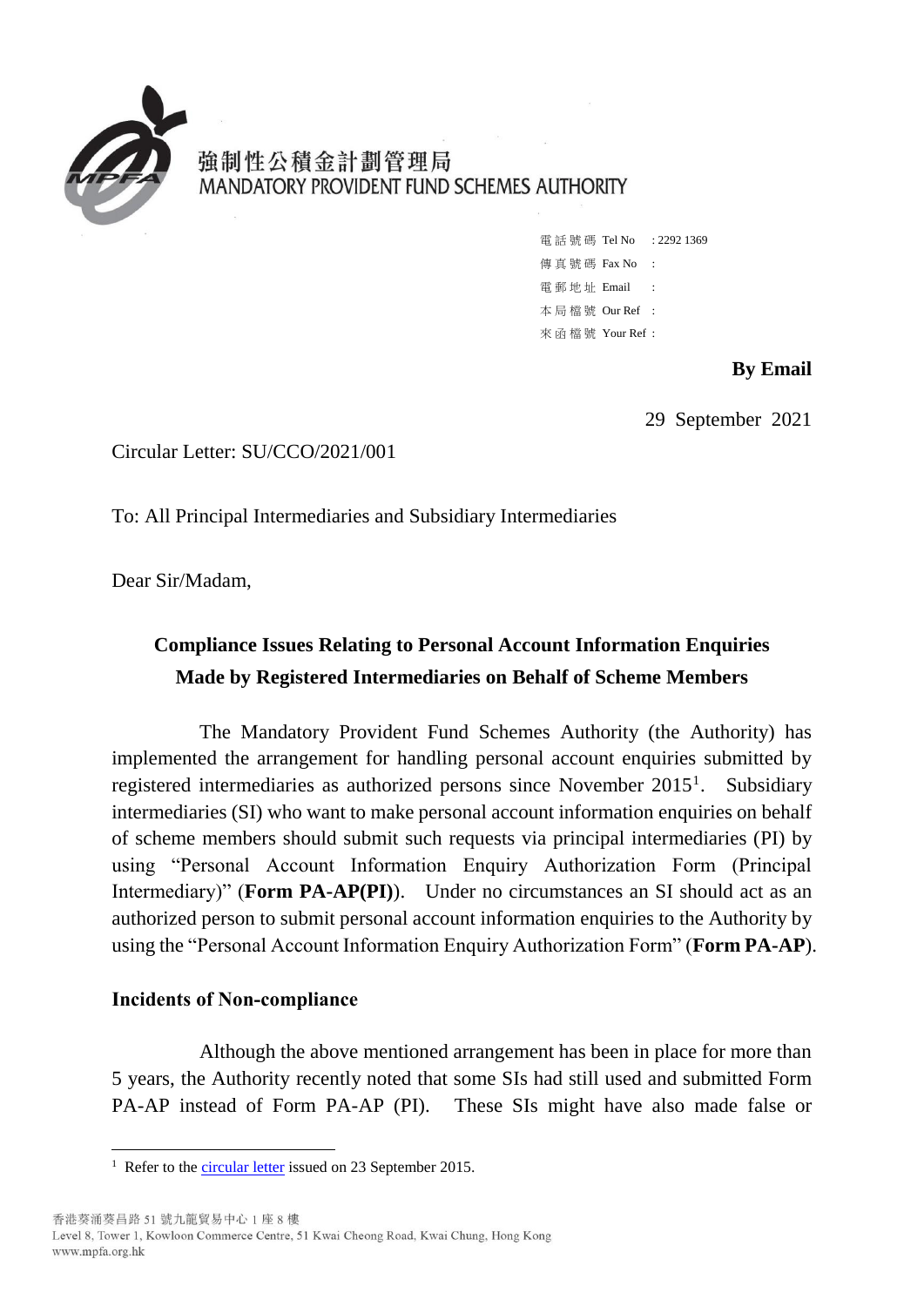強制性公積金計劃管理局
MANDATORY PROVIDENT FUND SCHEMES AUTHORITY

電話號碼 Tel No : 2292 1369
傳真號碼 Fax No :
電郵地址 Email :
本局檔號 Our Ref :
來函檔號 Your Ref :

**By Email**

29 September 2021

Circular Letter: SU/CCO/2021/001

To: All Principal Intermediaries and Subsidiary Intermediaries

Dear Sir/Madam,

## Compliance Issues Relating to Personal Account Information Enquiries Made by Registered Intermediaries on Behalf of Scheme Members

The Mandatory Provident Fund Schemes Authority (the Authority) has implemented the arrangement for handling personal account enquiries submitted by registered intermediaries as authorized persons since November 2015[1]. Subsidiary intermediaries (SI) who want to make personal account information enquiries on behalf of scheme members should submit such requests via principal intermediaries (PI) by using "Personal Account Information Enquiry Authorization Form (Principal Intermediary)" (**Form PA-AP(PI)**). Under no circumstances an SI should act as an authorized person to submit personal account information enquiries to the Authority by using the "Personal Account Information Enquiry Authorization Form" (**Form PA-AP**).

### Incidents of Non-compliance

Although the above mentioned arrangement has been in place for more than 5 years, the Authority recently noted that some SIs had still used and submitted Form PA-AP instead of Form PA-AP (PI). These SIs might have also made false or

[1] Refer to the circular letter issued on 23 September 2015.

香港葵涌葵昌路 51 號九龍貿易中心 1 座 8 樓
Level 8, Tower 1, Kowloon Commerce Centre, 51 Kwai Cheong Road, Kwai Chung, Hong Kong
www.mpfa.org.hk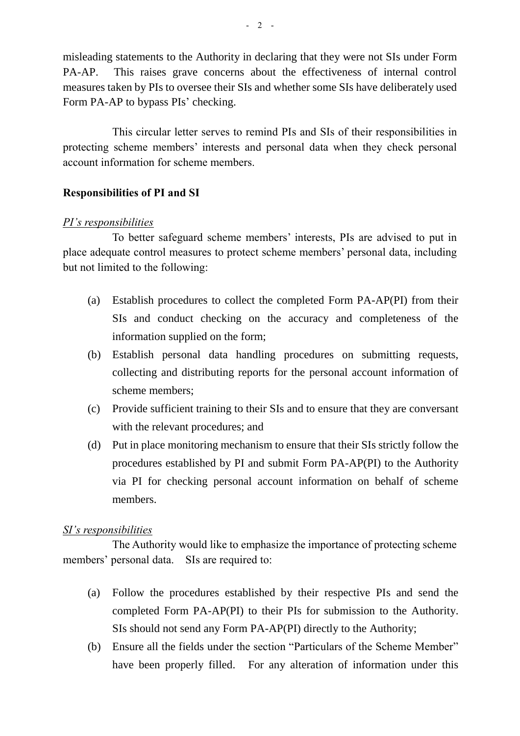misleading statements to the Authority in declaring that they were not SIs under Form PA-AP. This raises grave concerns about the effectiveness of internal control measures taken by PIs to oversee their SIs and whether some SIs have deliberately used Form PA-AP to bypass PIs' checking.

This circular letter serves to remind PIs and SIs of their responsibilities in protecting scheme members' interests and personal data when they check personal account information for scheme members.

**Responsibilities of PI and SI**

*PI's responsibilities*

To better safeguard scheme members' interests, PIs are advised to put in place adequate control measures to protect scheme members' personal data, including but not limited to the following:

(a) Establish procedures to collect the completed Form PA-AP(PI) from their SIs and conduct checking on the accuracy and completeness of the information supplied on the form;

(b) Establish personal data handling procedures on submitting requests, collecting and distributing reports for the personal account information of scheme members;

(c) Provide sufficient training to their SIs and to ensure that they are conversant with the relevant procedures; and

(d) Put in place monitoring mechanism to ensure that their SIs strictly follow the procedures established by PI and submit Form PA-AP(PI) to the Authority via PI for checking personal account information on behalf of scheme members.

*SI's responsibilities*

The Authority would like to emphasize the importance of protecting scheme members' personal data. SIs are required to:

(a) Follow the procedures established by their respective PIs and send the completed Form PA-AP(PI) to their PIs for submission to the Authority. SIs should not send any Form PA-AP(PI) directly to the Authority;

(b) Ensure all the fields under the section "Particulars of the Scheme Member" have been properly filled. For any alteration of information under this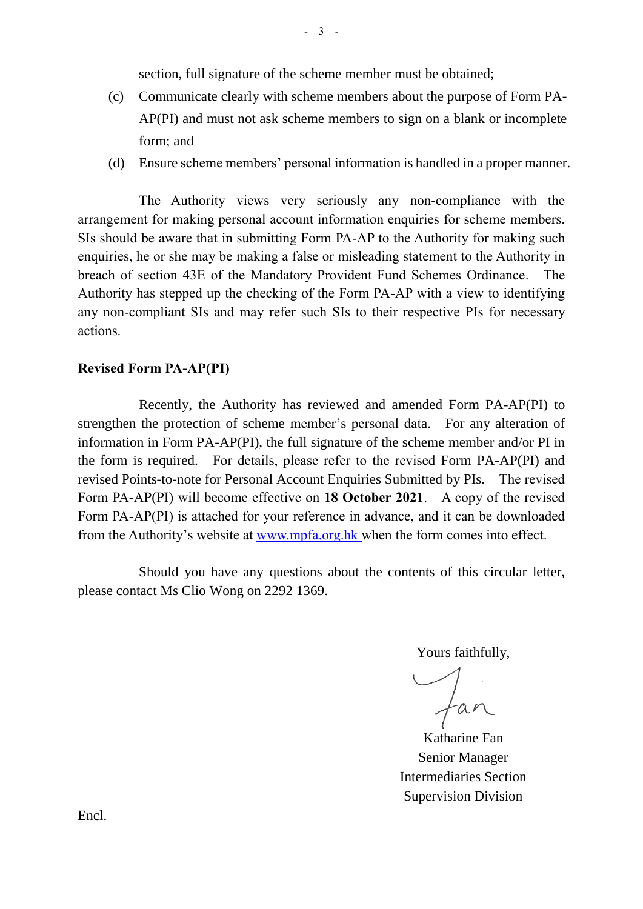section, full signature of the scheme member must be obtained;

(c) Communicate clearly with scheme members about the purpose of Form PA-AP(PI) and must not ask scheme members to sign on a blank or incomplete form; and

(d) Ensure scheme members' personal information is handled in a proper manner.

The Authority views very seriously any non-compliance with the arrangement for making personal account information enquiries for scheme members. SIs should be aware that in submitting Form PA-AP to the Authority for making such enquiries, he or she may be making a false or misleading statement to the Authority in breach of section 43E of the Mandatory Provident Fund Schemes Ordinance. The Authority has stepped up the checking of the Form PA-AP with a view to identifying any non-compliant SIs and may refer such SIs to their respective PIs for necessary actions.

**Revised Form PA-AP(PI)**

Recently, the Authority has reviewed and amended Form PA-AP(PI) to strengthen the protection of scheme member's personal data. For any alteration of information in Form PA-AP(PI), the full signature of the scheme member and/or PI in the form is required. For details, please refer to the revised Form PA-AP(PI) and revised Points-to-note for Personal Account Enquiries Submitted by PIs. The revised Form PA-AP(PI) will become effective on **18 October 2021**. A copy of the revised Form PA-AP(PI) is attached for your reference in advance, and it can be downloaded from the Authority's website at [www.mpfa.org.hk](http://www.mpfa.org.hk) when the form comes into effect.

Should you have any questions about the contents of this circular letter, please contact Ms Clio Wong on 2292 1369.

Yours faithfully,

Fan

Katharine Fan
Senior Manager
Intermediaries Section
Supervision Division

Encl.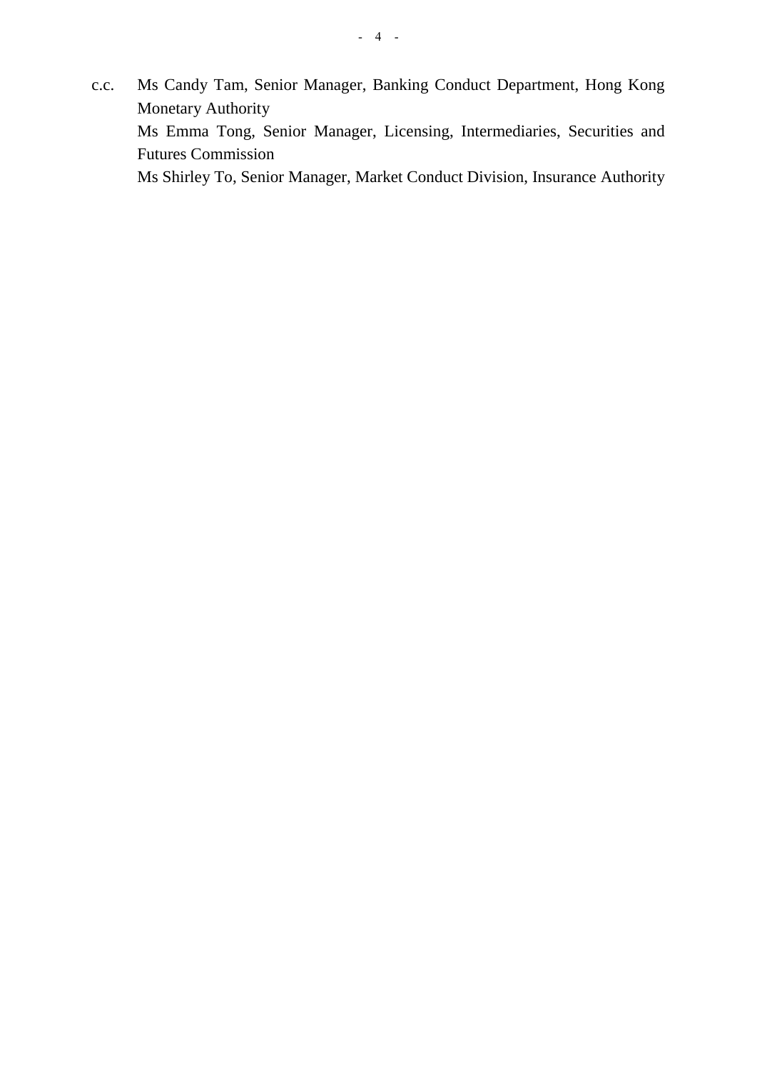c.c. Ms Candy Tam, Senior Manager, Banking Conduct Department, Hong Kong Monetary Authority
Ms Emma Tong, Senior Manager, Licensing, Intermediaries, Securities and Futures Commission
Ms Shirley To, Senior Manager, Market Conduct Division, Insurance Authority